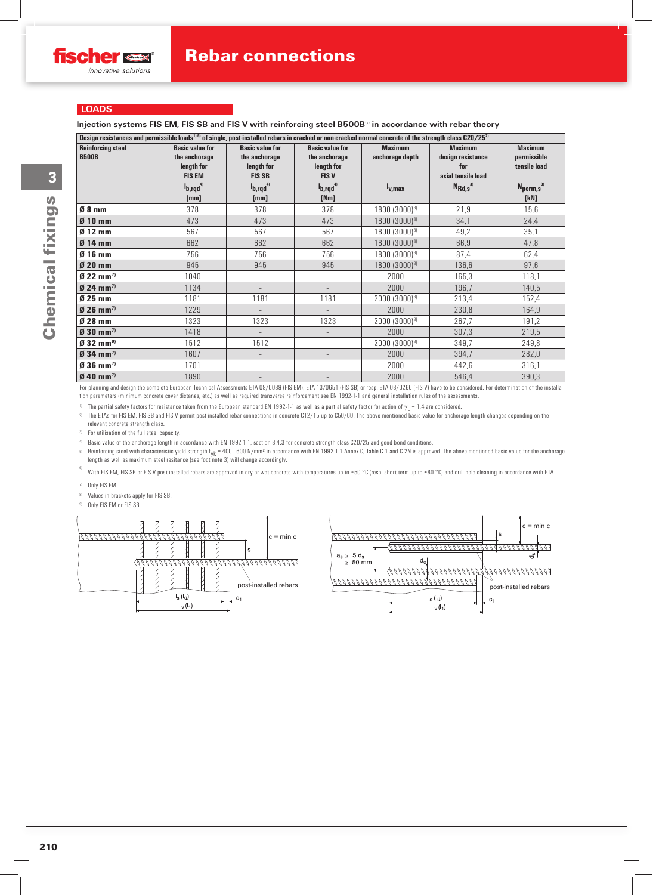## LOADS

### Injection systems FIS EM, FIS SB and FIS V with reinforcing steel B500B[5] in accordance with rebar theory

Design resistances and permissible loads[1] [6] of single, post-installed rebars in cracked or non-cracked normal concrete of the strength class C20/25[2]

| Reinforcing steel B500B | Basic value for the anchorage length for FIS EM $l_{b,rqd}$[4] [mm] | Basic value for the anchorage length for FIS SB $l_{b,rqd}$[4] [mm] | Basic value for the anchorage length for FIS V $l_{b,rqd}$[4] [Nm] | Maximum anchorage depth $l_{v,max}$ | Maximum design resistance for axial tensile load $N_{Rd,s}$[3] | Maximum permissible tensile load $N_{perm,s}$[3] [kN] |
|---|---|---|---|---|---|---|
| Ø 8 mm | 378 | 378 | 378 | 1800 (3000)[8] | 21,9 | 15,6 |
| Ø 10 mm | 473 | 473 | 473 | 1800 (3000)[8] | 34,1 | 24,4 |
| Ø 12 mm | 567 | 567 | 567 | 1800 (3000)[8] | 49,2 | 35,1 |
| Ø 14 mm | 662 | 662 | 662 | 1800 (3000)[8] | 66,9 | 47,8 |
| Ø 16 mm | 756 | 756 | 756 | 1800 (3000)[8] | 87,4 | 62,4 |
| Ø 20 mm | 945 | 945 | 945 | 1800 (3000)[8] | 136,6 | 97,6 |
| Ø 22 mm[7] | 1040 | - | - | 2000 | 165,3 | 118,1 |
| Ø 24 mm[7] | 1134 | - | - | 2000 | 196,7 | 140,5 |
| Ø 25 mm | 1181 | 1181 | 1181 | 2000 (3000)[8] | 213,4 | 152,4 |
| Ø 26 mm[7] | 1229 | - | - | 2000 | 230,8 | 164,9 |
| Ø 28 mm | 1323 | 1323 | 1323 | 2000 (3000)[8] | 267,7 | 191,2 |
| Ø 30 mm[7] | 1418 | - | - | 2000 | 307,3 | 219,5 |
| Ø 32 mm[9] | 1512 | 1512 | - | 2000 (3000)[8] | 349,7 | 249,8 |
| Ø 34 mm[7] | 1607 | - | - | 2000 | 394,7 | 282,0 |
| Ø 36 mm[7] | 1701 | - | - | 2000 | 442,6 | 316,1 |
| Ø 40 mm[7] | 1890 | - | - | 2000 | 546,4 | 390,3 |

For planning and design the complete European Technical Assessments ETA-09/0089 (FIS EM), ETA-13/0651 (FIS SB) or resp. ETA-08/0266 (FIS V) have to be considered. For determination of the installation parameters (minimum concrete cover distanes, etc.) as well as required transverse reinforcement see EN 1992-1-1 and general installation rules of the assessments.

1) The partial safety factors for resistance taken from the European standard EN 1992-1-1 as well as a partial safety factor for action of $\gamma_L$ = 1,4 are considered.

2) The ETAs for FIS EM, FIS SB and FIS V permit post-installed rebar connections in concrete C12/15 up to C50/60. The above mentioned basic value for anchorage length changes depending on the relevant concrete strength class.

3) For utilisation of the full steel capacity.

4) Basic value of the anchorage length in accordance with EN 1992-1-1, section 8.4.3 for concrete strength class C20/25 and good bond conditions.

5) Reinforcing steel with characteristic yield strength $f_{yk}$ = 400 - 600 N/mm² in accordance with EN 1992-1-1 Annex C, Table C.1 and C.2N is approved. The above mentioned basic value for the anchorage length as well as maximum steel resitance (see foot note 3) will change accordingly.

6) With FIS EM, FIS SB or FIS V post-installed rebars are approved in dry or wet concrete with temperatures up to +50 °C (resp. short term up to +80 °C) and drill hole cleaning in accordance with ETA.

7) Only FIS EM.

8) Values in brackets apply for FIS SB.

9) Only FIS EM or FIS SB.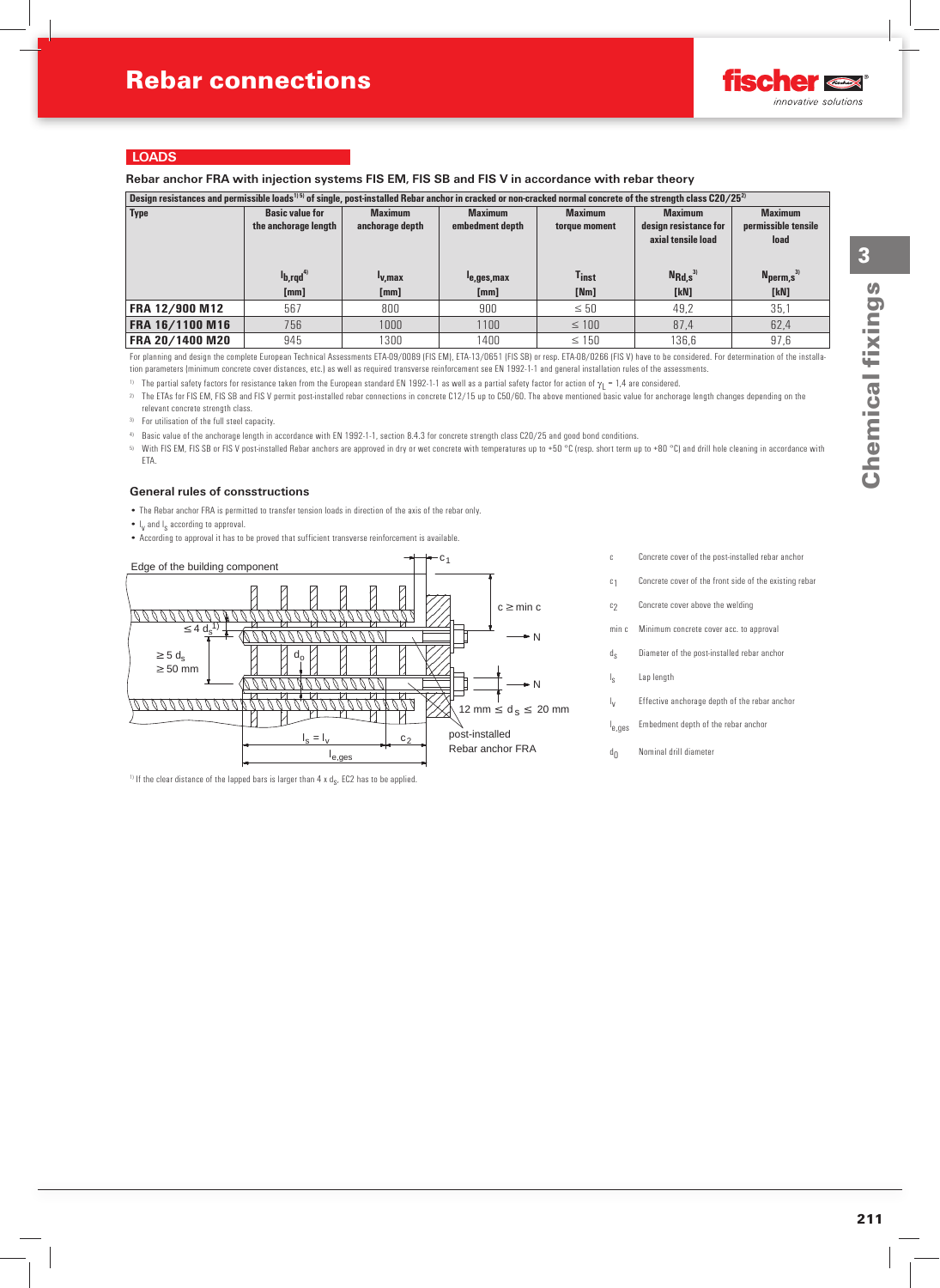## LOADS

### Rebar anchor FRA with injection systems FIS EM, FIS SB and FIS V in accordance with rebar theory

Design resistances and permissible loads[1)5)] of single, post-installed Rebar anchor in cracked or non-cracked normal concrete of the strength class C20/25[2)]

| Type | Basic value for the anchorage length $l_{b,rqd}$[4)] [mm] | Maximum anchorage depth $l_{v,max}$ [mm] | Maximum embedment depth $l_{e,ges,max}$ [mm] | Maximum torque moment $T_{inst}$ [Nm] | Maximum design resistance for axial tensile load $N_{Rd,s}$[3)] [kN] | Maximum permissible tensile load $N_{perm,s}$[3)] [kN] |
|---|---|---|---|---|---|---|
| **FRA 12/900 M12** | 567 | 800 | 900 | ≤ 50 | 49,2 | 35,1 |
| **FRA 16/1100 M16** | 756 | 1000 | 1100 | ≤ 100 | 87,4 | 62,4 |
| **FRA 20/1400 M20** | 945 | 1300 | 1400 | ≤ 150 | 136,6 | 97,6 |

For planning and design the complete European Technical Assessments ETA-09/0089 (FIS EM), ETA-13/0651 (FIS SB) or resp. ETA-08/0266 (FIS V) have to be considered. For determination of the installation parameters (minimum concrete cover distances, etc.) as well as required transverse reinforcement see EN 1992-1-1 and general installation rules of the assessments.

1) The partial safety factors for resistance taken from the European standard EN 1992-1-1 as well as a partial safety factor for action of $\gamma_L$ = 1,4 are considered.

2) The ETAs for FIS EM, FIS SB and FIS V permit post-installed rebar connections in concrete C12/15 up to C50/60. The above mentioned basic value for anchorage length changes depending on the relevant concrete strength class.

3) For utilisation of the full steel capacity.

4) Basic value of the anchorage length in accordance with EN 1992-1-1, section 8.4.3 for concrete strength class C20/25 and good bond conditions.

5) With FIS EM, FIS SB or FIS V post-installed Rebar anchors are approved in dry or wet concrete with temperatures up to +50 °C (resp. short term up to +80 °C) and drill hole cleaning in accordance with ETA.

### General rules of consstructions

- The Rebar anchor FRA is permitted to transfer tension loads in direction of the axis of the rebar only.
- $l_v$ and $l_s$ according to approval.
- According to approval it has to be proved that sufficient transverse reinforcement is available.

Edge of the building component

$c_1$

$c \geq$ min c

$\leq 4\, d_s$[1)]

N

$\geq 5\, d_s$

$\geq 50$ mm

$d_0$

N

12 mm ≤ $d_s$ ≤ 20 mm

$l_s = l_v$

$c_2$

$l_{e,ges}$

post-installed Rebar anchor FRA

1) If the clear distance of the lapped bars is larger than 4 x $d_s$, EC2 has to be applied.

| | |
|---|---|
| c | Concrete cover of the post-installed rebar anchor |
| $c_1$ | Concrete cover of the front side of the existing rebar |
| $c_2$ | Concrete cover above the welding |
| min c | Minimum concrete cover acc. to approval |
| $d_s$ | Diameter of the post-installed rebar anchor |
| $l_s$ | Lap length |
| $l_v$ | Effective anchorage depth of the rebar anchor |
| $l_{e,ges}$ | Embedment depth of the rebar anchor |
| $d_0$ | Nominal drill diameter |